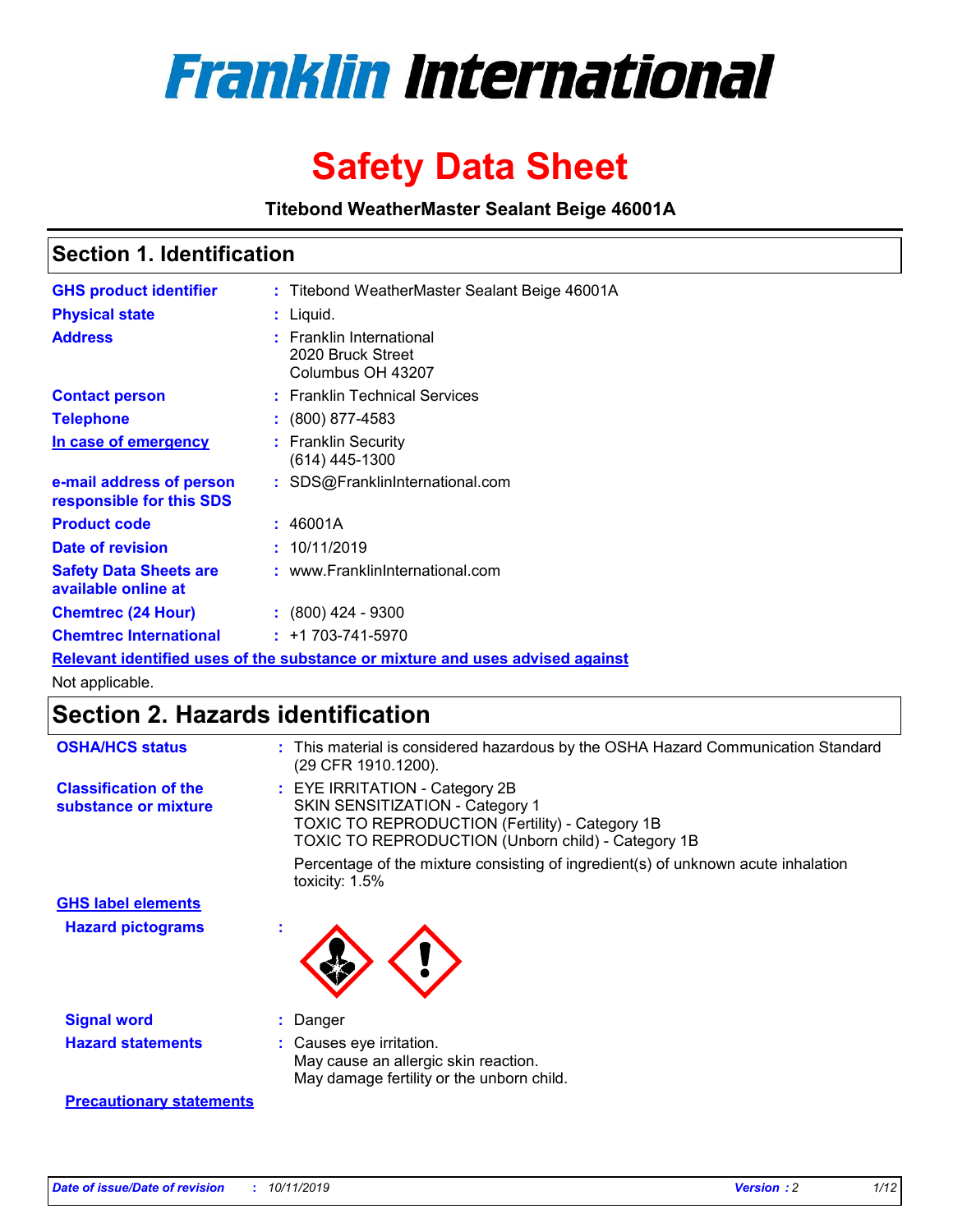# Franklin International

# Safety Data Sheet

**Titebond WeatherMaster Sealant Beige 46001A**

## Section 1. Identification

| | | |
|---|---|---|
| **GHS product identifier** | : | Titebond WeatherMaster Sealant Beige 46001A |
| **Physical state** | : | Liquid. |
| **Address** | : | Franklin International<br>2020 Bruck Street<br>Columbus OH 43207 |
| **Contact person** | : | Franklin Technical Services |
| **Telephone** | : | (800) 877-4583 |
| **In case of emergency** | : | Franklin Security<br>(614) 445-1300 |
| **e-mail address of person responsible for this SDS** | : | SDS@FranklinInternational.com |
| **Product code** | : | 46001A |
| **Date of revision** | : | 10/11/2019 |
| **Safety Data Sheets are available online at** | : | www.FranklinInternational.com |
| **Chemtrec (24 Hour)** | : | (800) 424 - 9300 |
| **Chemtrec International** | : | +1 703-741-5970 |

**Relevant identified uses of the substance or mixture and uses advised against**

Not applicable.

## Section 2. Hazards identification

| | | |
|---|---|---|
| **OSHA/HCS status** | : | This material is considered hazardous by the OSHA Hazard Communication Standard (29 CFR 1910.1200). |
| **Classification of the substance or mixture** | : | EYE IRRITATION - Category 2B<br>SKIN SENSITIZATION - Category 1<br>TOXIC TO REPRODUCTION (Fertility) - Category 1B<br>TOXIC TO REPRODUCTION (Unborn child) - Category 1B<br><br>Percentage of the mixture consisting of ingredient(s) of unknown acute inhalation toxicity: 1.5% |

**GHS label elements**

| | | |
|---|---|---|
| **Hazard pictograms** | : | |
| **Signal word** | : | Danger |
| **Hazard statements** | : | Causes eye irritation.<br>May cause an allergic skin reaction.<br>May damage fertility or the unborn child. |

**Precautionary statements**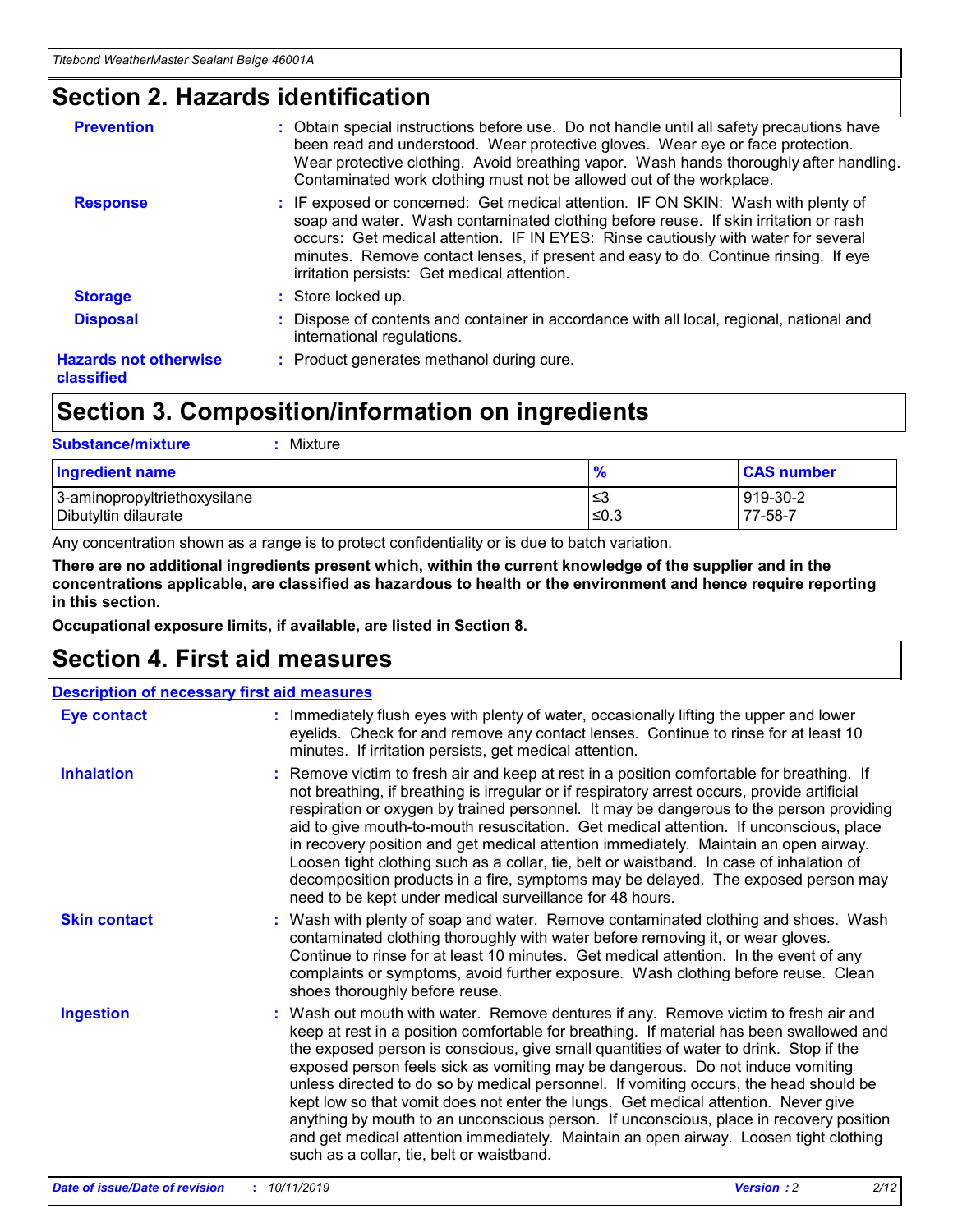# Section 2. Hazards identification

**Prevention** : Obtain special instructions before use. Do not handle until all safety precautions have been read and understood. Wear protective gloves. Wear eye or face protection. Wear protective clothing. Avoid breathing vapor. Wash hands thoroughly after handling. Contaminated work clothing must not be allowed out of the workplace.

**Response** : IF exposed or concerned: Get medical attention. IF ON SKIN: Wash with plenty of soap and water. Wash contaminated clothing before reuse. If skin irritation or rash occurs: Get medical attention. IF IN EYES: Rinse cautiously with water for several minutes. Remove contact lenses, if present and easy to do. Continue rinsing. If eye irritation persists: Get medical attention.

**Storage** : Store locked up.

**Disposal** : Dispose of contents and container in accordance with all local, regional, national and international regulations.

**Hazards not otherwise classified** : Product generates methanol during cure.

# Section 3. Composition/information on ingredients

**Substance/mixture** : Mixture

| Ingredient name | % | CAS number |
| --- | --- | --- |
| 3-aminopropyltriethoxysilane | ≤3 | 919-30-2 |
| Dibutyltin dilaurate | ≤0.3 | 77-58-7 |

Any concentration shown as a range is to protect confidentiality or is due to batch variation.

**There are no additional ingredients present which, within the current knowledge of the supplier and in the concentrations applicable, are classified as hazardous to health or the environment and hence require reporting in this section.**

**Occupational exposure limits, if available, are listed in Section 8.**

# Section 4. First aid measures

## Description of necessary first aid measures

**Eye contact** : Immediately flush eyes with plenty of water, occasionally lifting the upper and lower eyelids. Check for and remove any contact lenses. Continue to rinse for at least 10 minutes. If irritation persists, get medical attention.

**Inhalation** : Remove victim to fresh air and keep at rest in a position comfortable for breathing. If not breathing, if breathing is irregular or if respiratory arrest occurs, provide artificial respiration or oxygen by trained personnel. It may be dangerous to the person providing aid to give mouth-to-mouth resuscitation. Get medical attention. If unconscious, place in recovery position and get medical attention immediately. Maintain an open airway. Loosen tight clothing such as a collar, tie, belt or waistband. In case of inhalation of decomposition products in a fire, symptoms may be delayed. The exposed person may need to be kept under medical surveillance for 48 hours.

**Skin contact** : Wash with plenty of soap and water. Remove contaminated clothing and shoes. Wash contaminated clothing thoroughly with water before removing it, or wear gloves. Continue to rinse for at least 10 minutes. Get medical attention. In the event of any complaints or symptoms, avoid further exposure. Wash clothing before reuse. Clean shoes thoroughly before reuse.

**Ingestion** : Wash out mouth with water. Remove dentures if any. Remove victim to fresh air and keep at rest in a position comfortable for breathing. If material has been swallowed and the exposed person is conscious, give small quantities of water to drink. Stop if the exposed person feels sick as vomiting may be dangerous. Do not induce vomiting unless directed to do so by medical personnel. If vomiting occurs, the head should be kept low so that vomit does not enter the lungs. Get medical attention. Never give anything by mouth to an unconscious person. If unconscious, place in recovery position and get medical attention immediately. Maintain an open airway. Loosen tight clothing such as a collar, tie, belt or waistband.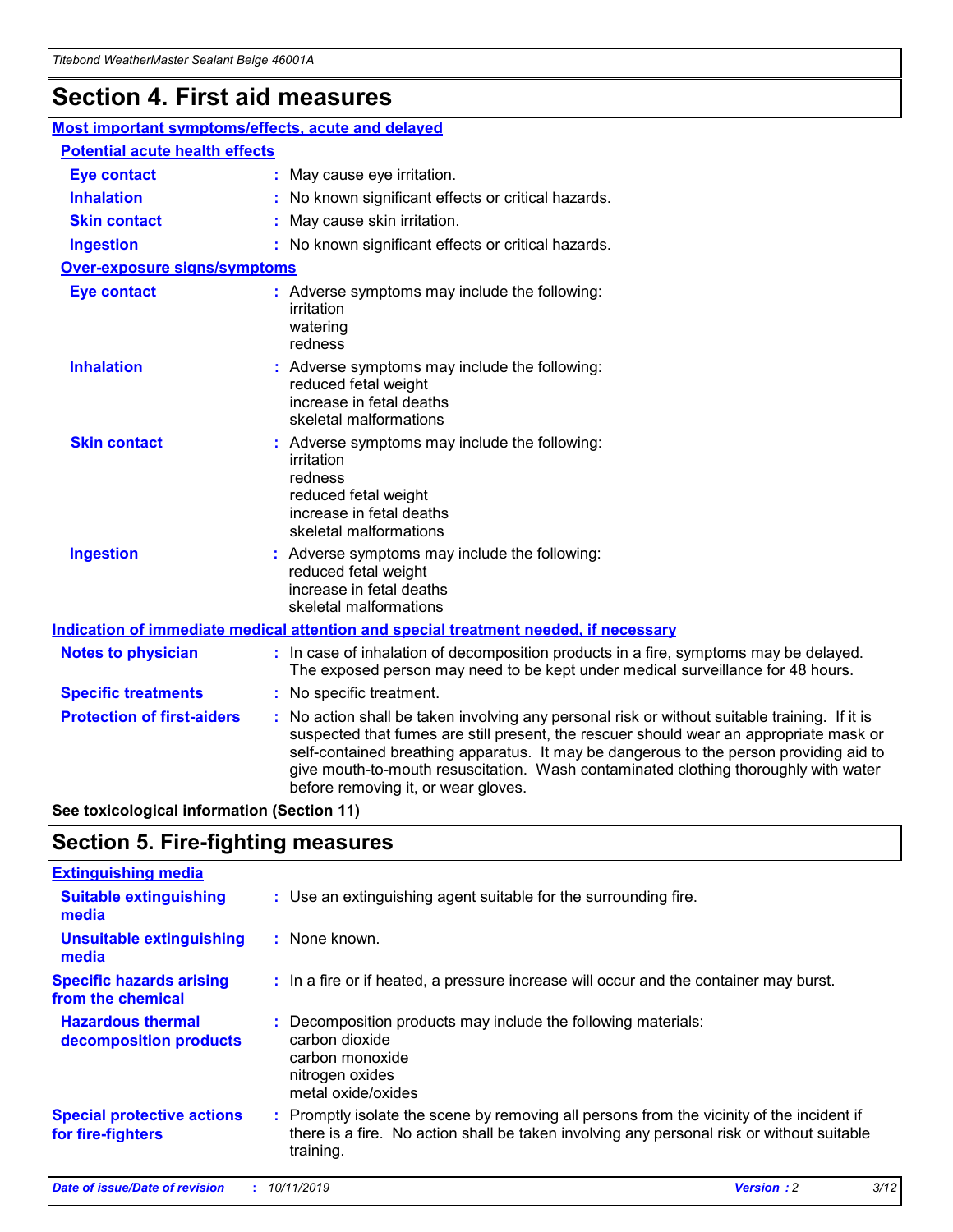# Section 4. First aid measures

### Most important symptoms/effects, acute and delayed

#### Potential acute health effects

**Eye contact** : May cause eye irritation.

**Inhalation** : No known significant effects or critical hazards.

**Skin contact** : May cause skin irritation.

**Ingestion** : No known significant effects or critical hazards.

#### Over-exposure signs/symptoms

**Eye contact** : Adverse symptoms may include the following:
irritation
watering
redness

**Inhalation** : Adverse symptoms may include the following:
reduced fetal weight
increase in fetal deaths
skeletal malformations

**Skin contact** : Adverse symptoms may include the following:
irritation
redness
reduced fetal weight
increase in fetal deaths
skeletal malformations

**Ingestion** : Adverse symptoms may include the following:
reduced fetal weight
increase in fetal deaths
skeletal malformations

### Indication of immediate medical attention and special treatment needed, if necessary

**Notes to physician** : In case of inhalation of decomposition products in a fire, symptoms may be delayed. The exposed person may need to be kept under medical surveillance for 48 hours.

**Specific treatments** : No specific treatment.

**Protection of first-aiders** : No action shall be taken involving any personal risk or without suitable training. If it is suspected that fumes are still present, the rescuer should wear an appropriate mask or self-contained breathing apparatus. It may be dangerous to the person providing aid to give mouth-to-mouth resuscitation. Wash contaminated clothing thoroughly with water before removing it, or wear gloves.

**See toxicological information (Section 11)**

# Section 5. Fire-fighting measures

### Extinguishing media

**Suitable extinguishing media** : Use an extinguishing agent suitable for the surrounding fire.

**Unsuitable extinguishing media** : None known.

**Specific hazards arising from the chemical** : In a fire or if heated, a pressure increase will occur and the container may burst.

**Hazardous thermal decomposition products** : Decomposition products may include the following materials:
carbon dioxide
carbon monoxide
nitrogen oxides
metal oxide/oxides

**Special protective actions for fire-fighters** : Promptly isolate the scene by removing all persons from the vicinity of the incident if there is a fire. No action shall be taken involving any personal risk or without suitable training.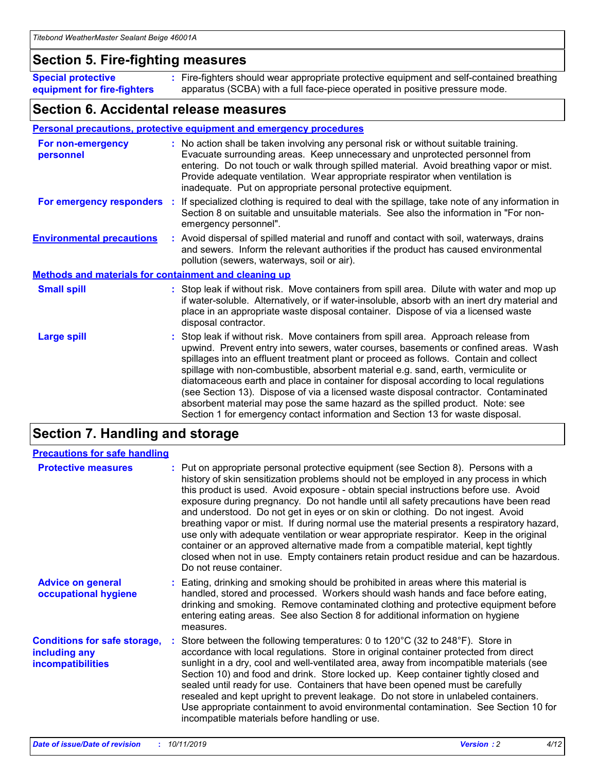## Section 5. Fire-fighting measures

**Special protective equipment for fire-fighters** : Fire-fighters should wear appropriate protective equipment and self-contained breathing apparatus (SCBA) with a full face-piece operated in positive pressure mode.

## Section 6. Accidental release measures

### Personal precautions, protective equipment and emergency procedures

**For non-emergency personnel** : No action shall be taken involving any personal risk or without suitable training. Evacuate surrounding areas. Keep unnecessary and unprotected personnel from entering. Do not touch or walk through spilled material. Avoid breathing vapor or mist. Provide adequate ventilation. Wear appropriate respirator when ventilation is inadequate. Put on appropriate personal protective equipment.

**For emergency responders** : If specialized clothing is required to deal with the spillage, take note of any information in Section 8 on suitable and unsuitable materials. See also the information in "For non-emergency personnel".

**Environmental precautions** : Avoid dispersal of spilled material and runoff and contact with soil, waterways, drains and sewers. Inform the relevant authorities if the product has caused environmental pollution (sewers, waterways, soil or air).

### Methods and materials for containment and cleaning up

**Small spill** : Stop leak if without risk. Move containers from spill area. Dilute with water and mop up if water-soluble. Alternatively, or if water-insoluble, absorb with an inert dry material and place in an appropriate waste disposal container. Dispose of via a licensed waste disposal contractor.

**Large spill** : Stop leak if without risk. Move containers from spill area. Approach release from upwind. Prevent entry into sewers, water courses, basements or confined areas. Wash spillages into an effluent treatment plant or proceed as follows. Contain and collect spillage with non-combustible, absorbent material e.g. sand, earth, vermiculite or diatomaceous earth and place in container for disposal according to local regulations (see Section 13). Dispose of via a licensed waste disposal contractor. Contaminated absorbent material may pose the same hazard as the spilled product. Note: see Section 1 for emergency contact information and Section 13 for waste disposal.

## Section 7. Handling and storage

### Precautions for safe handling

**Protective measures** : Put on appropriate personal protective equipment (see Section 8). Persons with a history of skin sensitization problems should not be employed in any process in which this product is used. Avoid exposure - obtain special instructions before use. Avoid exposure during pregnancy. Do not handle until all safety precautions have been read and understood. Do not get in eyes or on skin or clothing. Do not ingest. Avoid breathing vapor or mist. If during normal use the material presents a respiratory hazard, use only with adequate ventilation or wear appropriate respirator. Keep in the original container or an approved alternative made from a compatible material, kept tightly closed when not in use. Empty containers retain product residue and can be hazardous. Do not reuse container.

**Advice on general occupational hygiene** : Eating, drinking and smoking should be prohibited in areas where this material is handled, stored and processed. Workers should wash hands and face before eating, drinking and smoking. Remove contaminated clothing and protective equipment before entering eating areas. See also Section 8 for additional information on hygiene measures.

**Conditions for safe storage, including any incompatibilities** : Store between the following temperatures: 0 to 120°C (32 to 248°F). Store in accordance with local regulations. Store in original container protected from direct sunlight in a dry, cool and well-ventilated area, away from incompatible materials (see Section 10) and food and drink. Store locked up. Keep container tightly closed and sealed until ready for use. Containers that have been opened must be carefully resealed and kept upright to prevent leakage. Do not store in unlabeled containers. Use appropriate containment to avoid environmental contamination. See Section 10 for incompatible materials before handling or use.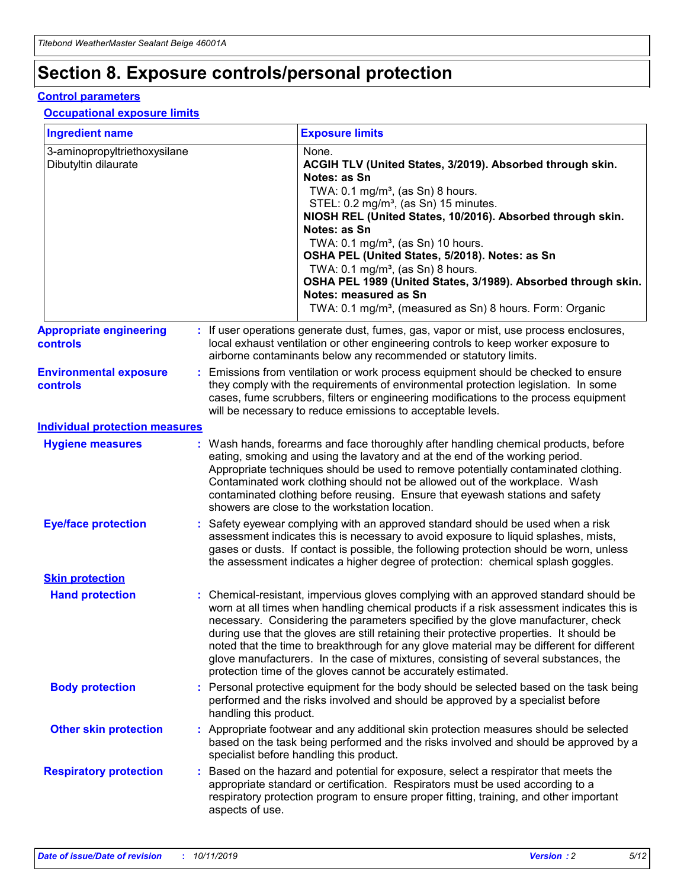# Section 8. Exposure controls/personal protection

## Control parameters

### Occupational exposure limits

| Ingredient name | Exposure limits |
|---|---|
| 3-aminopropyltriethoxysilane<br>Dibutyltin dilaurate | None.<br>**ACGIH TLV (United States, 3/2019). Absorbed through skin. Notes: as Sn**<br>TWA: 0.1 mg/m³, (as Sn) 8 hours.<br>STEL: 0.2 mg/m³, (as Sn) 15 minutes.<br>**NIOSH REL (United States, 10/2016). Absorbed through skin. Notes: as Sn**<br>TWA: 0.1 mg/m³, (as Sn) 10 hours.<br>**OSHA PEL (United States, 5/2018). Notes: as Sn**<br>TWA: 0.1 mg/m³, (as Sn) 8 hours.<br>**OSHA PEL 1989 (United States, 3/1989). Absorbed through skin. Notes: measured as Sn**<br>TWA: 0.1 mg/m³, (measured as Sn) 8 hours. Form: Organic |

**Appropriate engineering controls** : If user operations generate dust, fumes, gas, vapor or mist, use process enclosures, local exhaust ventilation or other engineering controls to keep worker exposure to airborne contaminants below any recommended or statutory limits.

**Environmental exposure controls** : Emissions from ventilation or work process equipment should be checked to ensure they comply with the requirements of environmental protection legislation. In some cases, fume scrubbers, filters or engineering modifications to the process equipment will be necessary to reduce emissions to acceptable levels.

## Individual protection measures

**Hygiene measures** : Wash hands, forearms and face thoroughly after handling chemical products, before eating, smoking and using the lavatory and at the end of the working period. Appropriate techniques should be used to remove potentially contaminated clothing. Contaminated work clothing should not be allowed out of the workplace. Wash contaminated clothing before reusing. Ensure that eyewash stations and safety showers are close to the workstation location.

**Eye/face protection** : Safety eyewear complying with an approved standard should be used when a risk assessment indicates this is necessary to avoid exposure to liquid splashes, mists, gases or dusts. If contact is possible, the following protection should be worn, unless the assessment indicates a higher degree of protection: chemical splash goggles.

### Skin protection

**Hand protection** : Chemical-resistant, impervious gloves complying with an approved standard should be worn at all times when handling chemical products if a risk assessment indicates this is necessary. Considering the parameters specified by the glove manufacturer, check during use that the gloves are still retaining their protective properties. It should be noted that the time to breakthrough for any glove material may be different for different glove manufacturers. In the case of mixtures, consisting of several substances, the protection time of the gloves cannot be accurately estimated.

**Body protection** : Personal protective equipment for the body should be selected based on the task being performed and the risks involved and should be approved by a specialist before handling this product.

**Other skin protection** : Appropriate footwear and any additional skin protection measures should be selected based on the task being performed and the risks involved and should be approved by a specialist before handling this product.

**Respiratory protection** : Based on the hazard and potential for exposure, select a respirator that meets the appropriate standard or certification. Respirators must be used according to a respiratory protection program to ensure proper fitting, training, and other important aspects of use.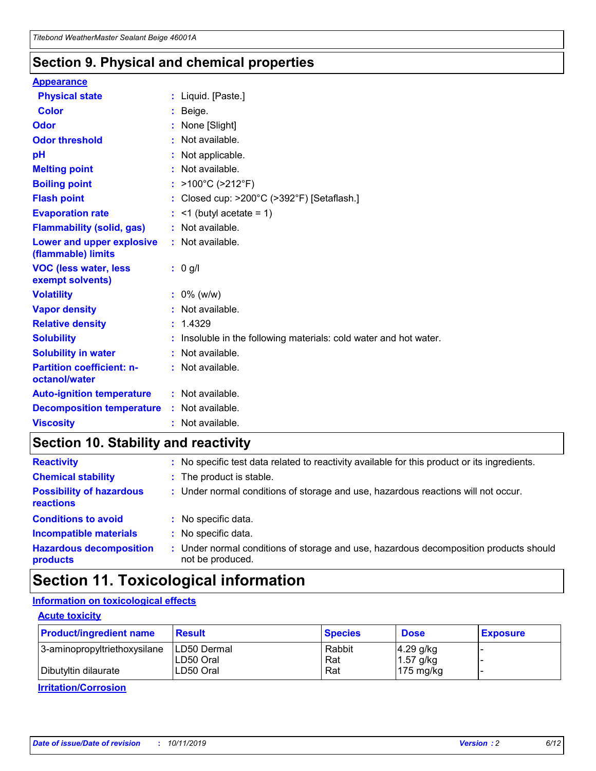## Section 9. Physical and chemical properties

**Appearance**

| | | |
|---|---|---|
| **Physical state** | : | Liquid. [Paste.] |
| **Color** | : | Beige. |
| **Odor** | : | None [Slight] |
| **Odor threshold** | : | Not available. |
| **pH** | : | Not applicable. |
| **Melting point** | : | Not available. |
| **Boiling point** | : | >100°C (>212°F) |
| **Flash point** | : | Closed cup: >200°C (>392°F) [Setaflash.] |
| **Evaporation rate** | : | <1 (butyl acetate = 1) |
| **Flammability (solid, gas)** | : | Not available. |
| **Lower and upper explosive (flammable) limits** | : | Not available. |
| **VOC (less water, less exempt solvents)** | : | 0 g/l |
| **Volatility** | : | 0% (w/w) |
| **Vapor density** | : | Not available. |
| **Relative density** | : | 1.4329 |
| **Solubility** | : | Insoluble in the following materials: cold water and hot water. |
| **Solubility in water** | : | Not available. |
| **Partition coefficient: n-octanol/water** | : | Not available. |
| **Auto-ignition temperature** | : | Not available. |
| **Decomposition temperature** | : | Not available. |
| **Viscosity** | : | Not available. |

## Section 10. Stability and reactivity

| | | |
|---|---|---|
| **Reactivity** | : | No specific test data related to reactivity available for this product or its ingredients. |
| **Chemical stability** | : | The product is stable. |
| **Possibility of hazardous reactions** | : | Under normal conditions of storage and use, hazardous reactions will not occur. |
| **Conditions to avoid** | : | No specific data. |
| **Incompatible materials** | : | No specific data. |
| **Hazardous decomposition products** | : | Under normal conditions of storage and use, hazardous decomposition products should not be produced. |

## Section 11. Toxicological information

**Information on toxicological effects**

**Acute toxicity**

| Product/ingredient name | Result | Species | Dose | Exposure |
|---|---|---|---|---|
| 3-aminopropyltriethoxysilane | LD50 Dermal | Rabbit | 4.29 g/kg | - |
| | LD50 Oral | Rat | 1.57 g/kg | - |
| Dibutyltin dilaurate | LD50 Oral | Rat | 175 mg/kg | - |

**Irritation/Corrosion**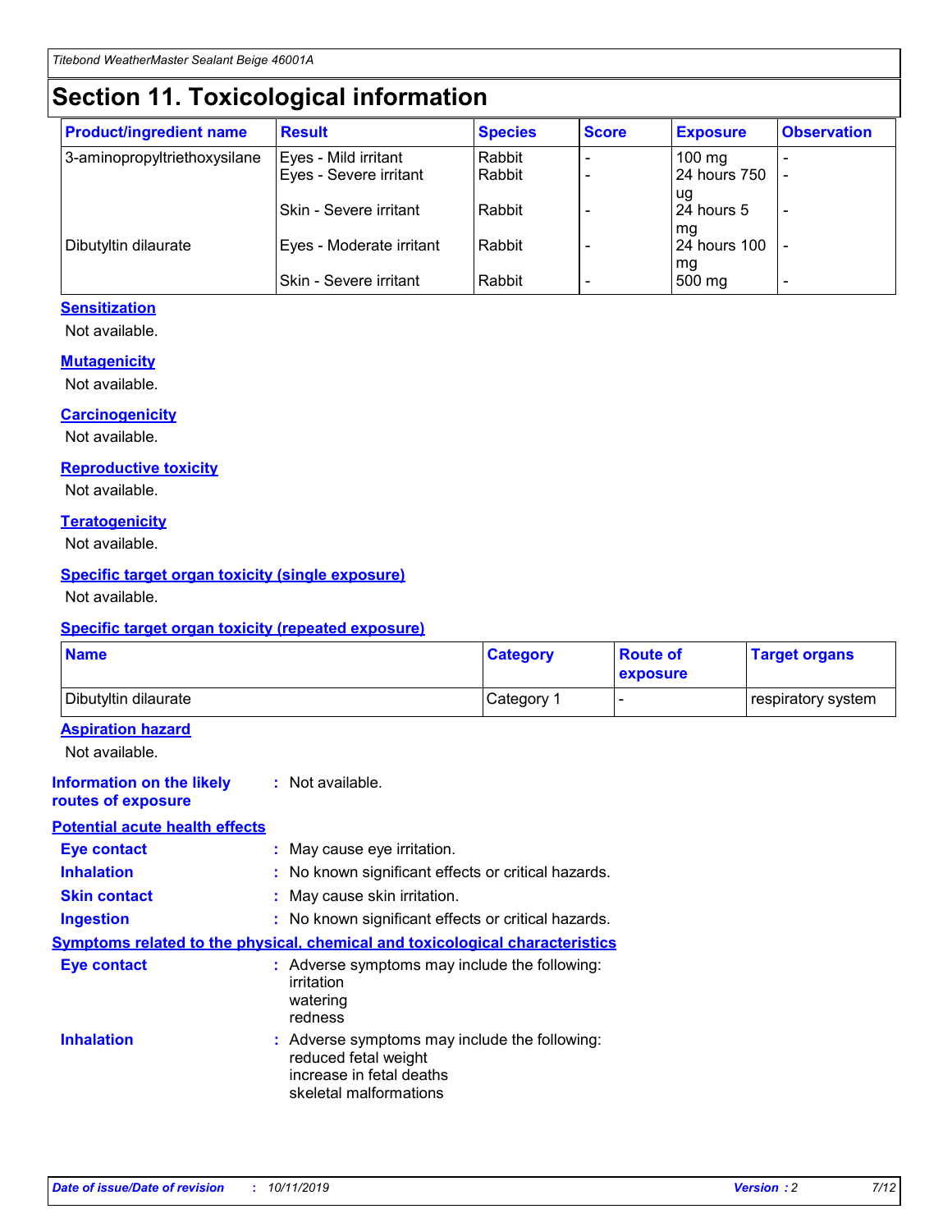# Section 11. Toxicological information

| Product/ingredient name | Result | Species | Score | Exposure | Observation |
|---|---|---|---|---|---|
| 3-aminopropyltriethoxysilane | Eyes - Mild irritant | Rabbit | - | 100 mg | - |
| | Eyes - Severe irritant | Rabbit | - | 24 hours 750 ug | - |
| | Skin - Severe irritant | Rabbit | - | 24 hours 5 mg | - |
| Dibutyltin dilaurate | Eyes - Moderate irritant | Rabbit | - | 24 hours 100 mg | - |
| | Skin - Severe irritant | Rabbit | - | 500 mg | - |

### Sensitization

Not available.

### Mutagenicity

Not available.

### Carcinogenicity

Not available.

### Reproductive toxicity

Not available.

### Teratogenicity

Not available.

### Specific target organ toxicity (single exposure)

Not available.

### Specific target organ toxicity (repeated exposure)

| Name | Category | Route of exposure | Target organs |
|---|---|---|---|
| Dibutyltin dilaurate | Category 1 | - | respiratory system |

### Aspiration hazard

Not available.

**Information on the likely routes of exposure** : Not available.

### Potential acute health effects

**Eye contact** : May cause eye irritation.

**Inhalation** : No known significant effects or critical hazards.

**Skin contact** : May cause skin irritation.

**Ingestion** : No known significant effects or critical hazards.

### Symptoms related to the physical, chemical and toxicological characteristics

**Eye contact** : Adverse symptoms may include the following:
irritation
watering
redness

**Inhalation** : Adverse symptoms may include the following:
reduced fetal weight
increase in fetal deaths
skeletal malformations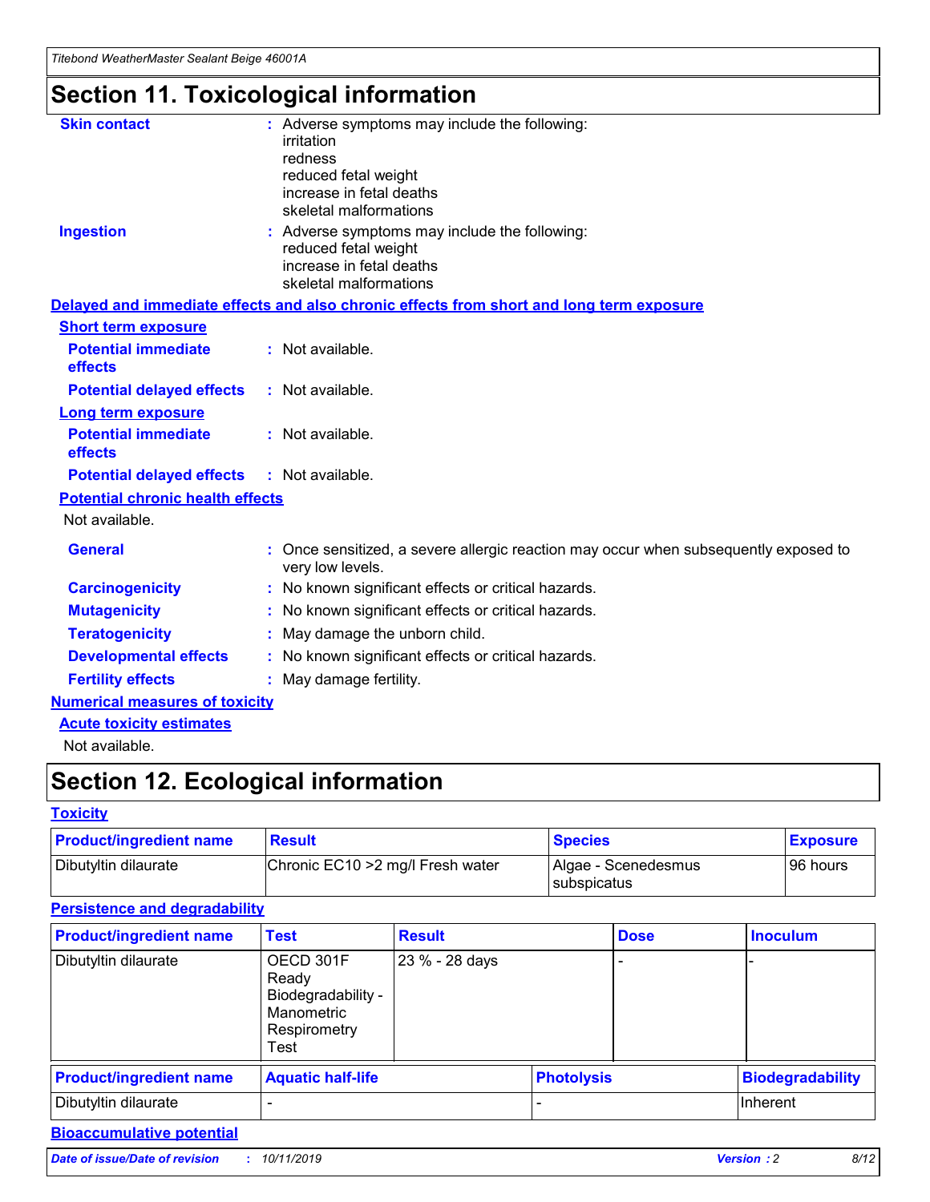# Section 11. Toxicological information

**Skin contact** : Adverse symptoms may include the following:
irritation
redness
reduced fetal weight
increase in fetal deaths
skeletal malformations

**Ingestion** : Adverse symptoms may include the following:
reduced fetal weight
increase in fetal deaths
skeletal malformations

## Delayed and immediate effects and also chronic effects from short and long term exposure

### Short term exposure

**Potential immediate effects** : Not available.

**Potential delayed effects** : Not available.

### Long term exposure

**Potential immediate effects** : Not available.

**Potential delayed effects** : Not available.

### Potential chronic health effects

Not available.

**General** : Once sensitized, a severe allergic reaction may occur when subsequently exposed to very low levels.

**Carcinogenicity** : No known significant effects or critical hazards.

**Mutagenicity** : No known significant effects or critical hazards.

**Teratogenicity** : May damage the unborn child.

**Developmental effects** : No known significant effects or critical hazards.

**Fertility effects** : May damage fertility.

## Numerical measures of toxicity

### Acute toxicity estimates

Not available.

# Section 12. Ecological information

## Toxicity

| Product/ingredient name | Result | Species | Exposure |
|---|---|---|---|
| Dibutyltin dilaurate | Chronic EC10 >2 mg/l Fresh water | Algae - Scenedesmus subspicatus | 96 hours |

## Persistence and degradability

| Product/ingredient name | Test | Result | Dose | Inoculum |
|---|---|---|---|---|
| Dibutyltin dilaurate | OECD 301F Ready Biodegradability - Manometric Respirometry Test | 23 % - 28 days | - | - |

| Product/ingredient name | Aquatic half-life | Photolysis | Biodegradability |
|---|---|---|---|
| Dibutyltin dilaurate | - | - | Inherent |

## Bioaccumulative potential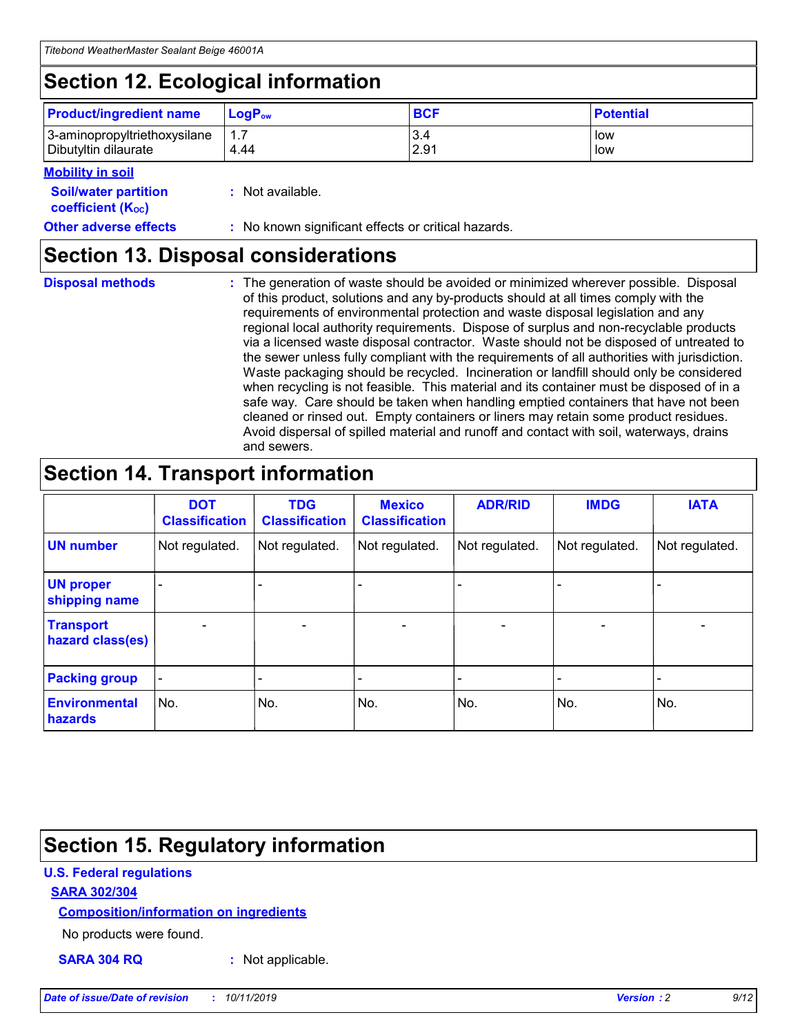## Section 12. Ecological information

| Product/ingredient name | $LogP_{ow}$ | BCF | Potential |
|---|---|---|---|
| 3-aminopropyltriethoxysilane | 1.7 | 3.4 | low |
| Dibutyltin dilaurate | 4.44 | 2.91 | low |

**Mobility in soil**

**Soil/water partition coefficient ($K_{OC}$)** : Not available.

**Other adverse effects** : No known significant effects or critical hazards.

## Section 13. Disposal considerations

**Disposal methods** : The generation of waste should be avoided or minimized wherever possible. Disposal of this product, solutions and any by-products should at all times comply with the requirements of environmental protection and waste disposal legislation and any regional local authority requirements. Dispose of surplus and non-recyclable products via a licensed waste disposal contractor. Waste should not be disposed of untreated to the sewer unless fully compliant with the requirements of all authorities with jurisdiction. Waste packaging should be recycled. Incineration or landfill should only be considered when recycling is not feasible. This material and its container must be disposed of in a safe way. Care should be taken when handling emptied containers that have not been cleaned or rinsed out. Empty containers or liners may retain some product residues. Avoid dispersal of spilled material and runoff and contact with soil, waterways, drains and sewers.

## Section 14. Transport information

| | DOT Classification | TDG Classification | Mexico Classification | ADR/RID | IMDG | IATA |
|---|---|---|---|---|---|---|
| UN number | Not regulated. | Not regulated. | Not regulated. | Not regulated. | Not regulated. | Not regulated. |
| UN proper shipping name | - | - | - | - | - | - |
| Transport hazard class(es) | - | - | - | - | - | - |
| Packing group | - | - | - | - | - | - |
| Environmental hazards | No. | No. | No. | No. | No. | No. |

## Section 15. Regulatory information

**U.S. Federal regulations**

**SARA 302/304**

**Composition/information on ingredients**

No products were found.

**SARA 304 RQ** : Not applicable.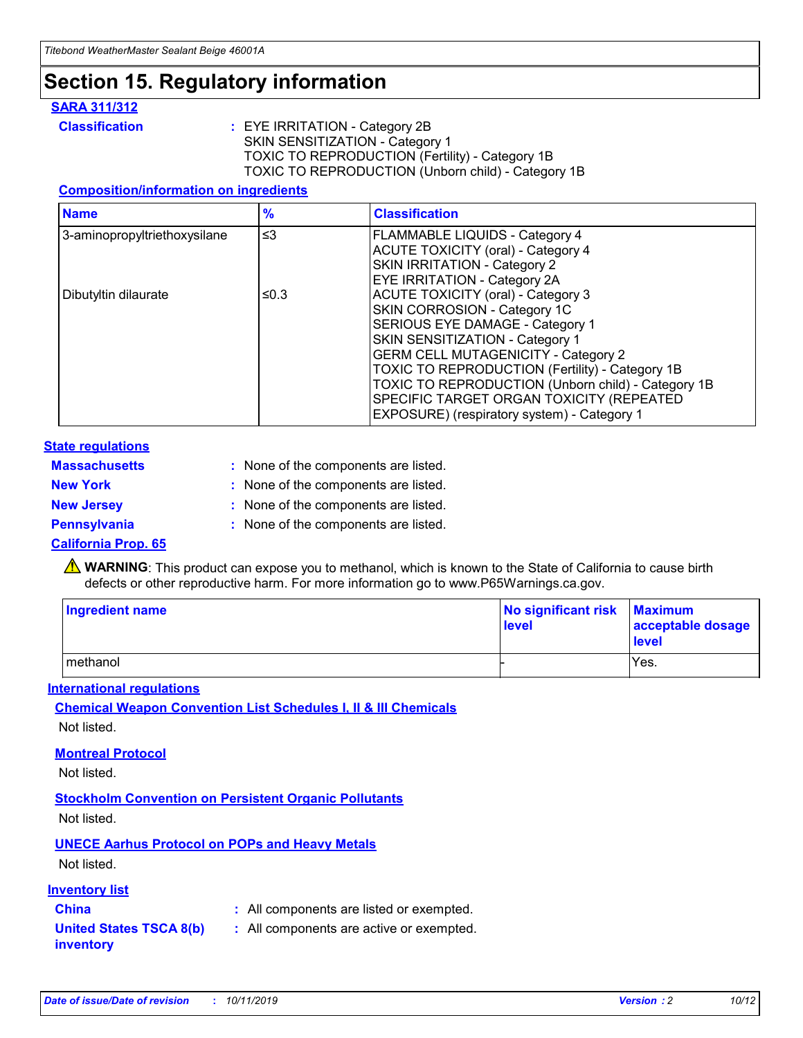# Section 15. Regulatory information

**SARA 311/312**

**Classification** : EYE IRRITATION - Category 2B
SKIN SENSITIZATION - Category 1
TOXIC TO REPRODUCTION (Fertility) - Category 1B
TOXIC TO REPRODUCTION (Unborn child) - Category 1B

**Composition/information on ingredients**

| Name | % | Classification |
|---|---|---|
| 3-aminopropyltriethoxysilane | ≤3 | FLAMMABLE LIQUIDS - Category 4<br>ACUTE TOXICITY (oral) - Category 4<br>SKIN IRRITATION - Category 2<br>EYE IRRITATION - Category 2A |
| Dibutyltin dilaurate | ≤0.3 | ACUTE TOXICITY (oral) - Category 3<br>SKIN CORROSION - Category 1C<br>SERIOUS EYE DAMAGE - Category 1<br>SKIN SENSITIZATION - Category 1<br>GERM CELL MUTAGENICITY - Category 2<br>TOXIC TO REPRODUCTION (Fertility) - Category 1B<br>TOXIC TO REPRODUCTION (Unborn child) - Category 1B<br>SPECIFIC TARGET ORGAN TOXICITY (REPEATED EXPOSURE) (respiratory system) - Category 1 |

**State regulations**

**Massachusetts** : None of the components are listed.
**New York** : None of the components are listed.
**New Jersey** : None of the components are listed.
**Pennsylvania** : None of the components are listed.

**California Prop. 65**

⚠ **WARNING**: This product can expose you to methanol, which is known to the State of California to cause birth defects or other reproductive harm. For more information go to www.P65Warnings.ca.gov.

| Ingredient name | No significant risk level | Maximum acceptable dosage level |
|---|---|---|
| methanol | - | Yes. |

**International regulations**

**Chemical Weapon Convention List Schedules I, II & III Chemicals**

Not listed.

**Montreal Protocol**

Not listed.

**Stockholm Convention on Persistent Organic Pollutants**

Not listed.

**UNECE Aarhus Protocol on POPs and Heavy Metals**

Not listed.

**Inventory list**

**China** : All components are listed or exempted.
**United States TSCA 8(b) inventory** : All components are active or exempted.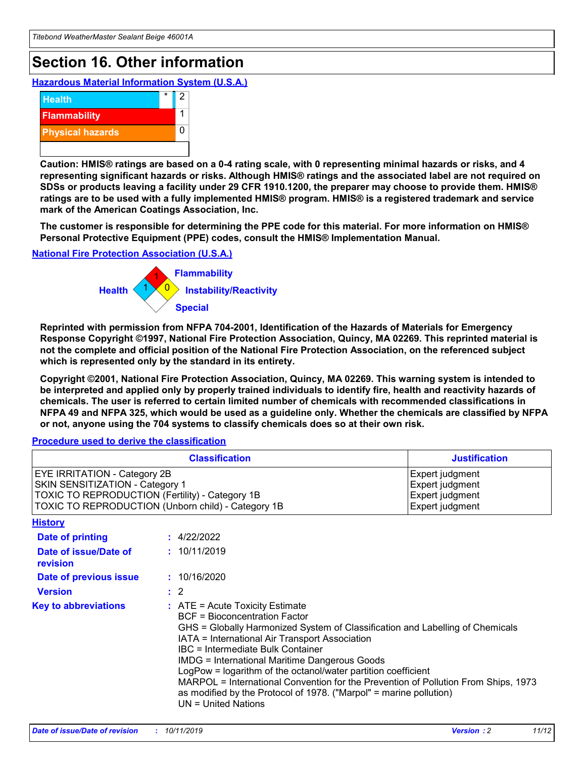# Section 16. Other information

## Hazardous Material Information System (U.S.A.)

| | | |
|---|---|---|
| Health | * | 2 |
| Flammability | | 1 |
| Physical hazards | | 0 |

**Caution: HMIS® ratings are based on a 0-4 rating scale, with 0 representing minimal hazards or risks, and 4 representing significant hazards or risks. Although HMIS® ratings and the associated label are not required on SDSs or products leaving a facility under 29 CFR 1910.1200, the preparer may choose to provide them. HMIS® ratings are to be used with a fully implemented HMIS® program. HMIS® is a registered trademark and service mark of the American Coatings Association, Inc.**

**The customer is responsible for determining the PPE code for this material. For more information on HMIS® Personal Protective Equipment (PPE) codes, consult the HMIS® Implementation Manual.**

## National Fire Protection Association (U.S.A.)

Flammability: 1
Health: 1
Instability/Reactivity: 0
Special:

**Reprinted with permission from NFPA 704-2001, Identification of the Hazards of Materials for Emergency Response Copyright ©1997, National Fire Protection Association, Quincy, MA 02269. This reprinted material is not the complete and official position of the National Fire Protection Association, on the referenced subject which is represented only by the standard in its entirety.**

**Copyright ©2001, National Fire Protection Association, Quincy, MA 02269. This warning system is intended to be interpreted and applied only by properly trained individuals to identify fire, health and reactivity hazards of chemicals. The user is referred to certain limited number of chemicals with recommended classifications in NFPA 49 and NFPA 325, which would be used as a guideline only. Whether the chemicals are classified by NFPA or not, anyone using the 704 systems to classify chemicals does so at their own risk.**

## Procedure used to derive the classification

| Classification | Justification |
|---|---|
| EYE IRRITATION - Category 2B | Expert judgment |
| SKIN SENSITIZATION - Category 1 | Expert judgment |
| TOXIC TO REPRODUCTION (Fertility) - Category 1B | Expert judgment |
| TOXIC TO REPRODUCTION (Unborn child) - Category 1B | Expert judgment |

## History

**Date of printing** : 4/22/2022

**Date of issue/Date of revision** : 10/11/2019

**Date of previous issue** : 10/16/2020

**Version** : 2

**Key to abbreviations** :
ATE = Acute Toxicity Estimate
BCF = Bioconcentration Factor
GHS = Globally Harmonized System of Classification and Labelling of Chemicals
IATA = International Air Transport Association
IBC = Intermediate Bulk Container
IMDG = International Maritime Dangerous Goods
LogPow = logarithm of the octanol/water partition coefficient
MARPOL = International Convention for the Prevention of Pollution From Ships, 1973 as modified by the Protocol of 1978. ("Marpol" = marine pollution)
UN = United Nations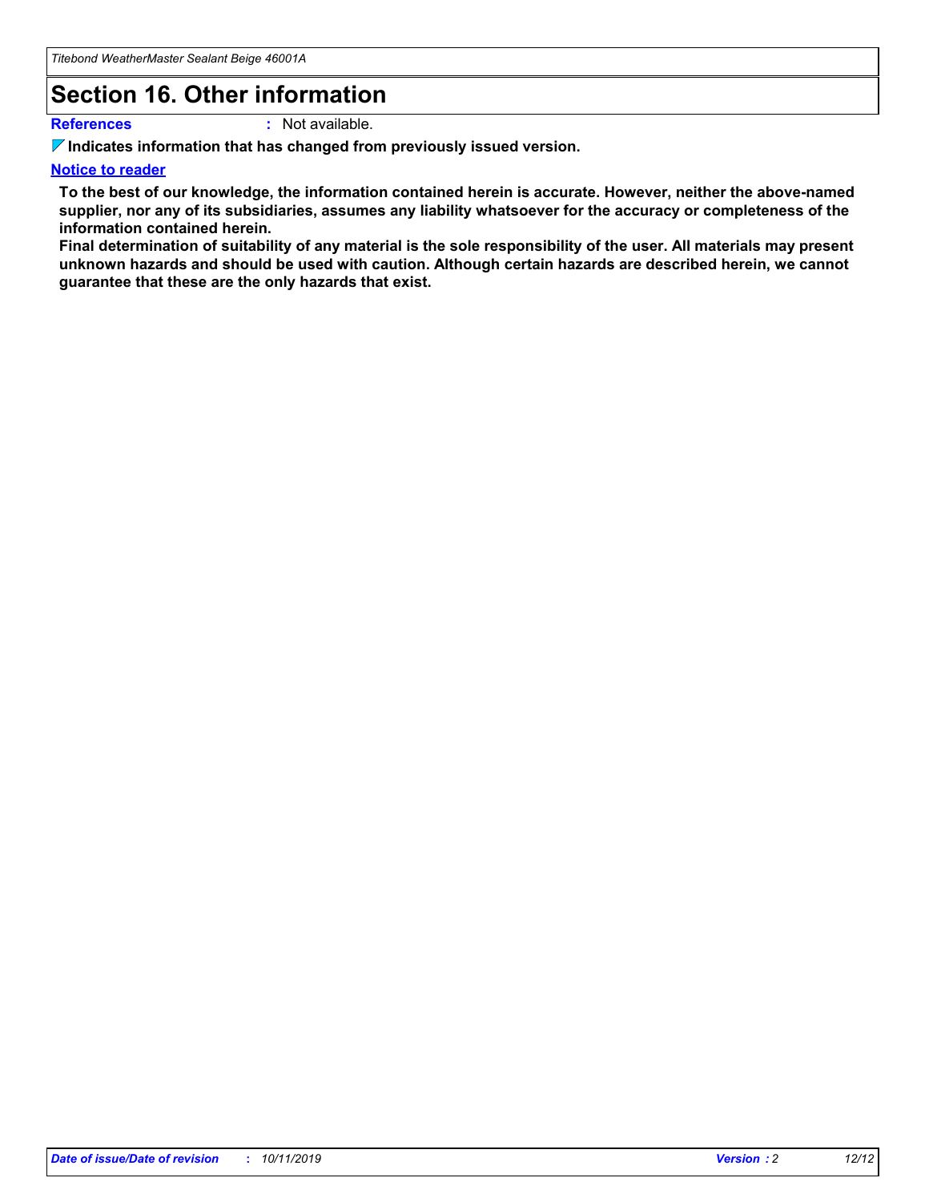# Section 16. Other information

**References** : Not available.

**Indicates information that has changed from previously issued version.**

**Notice to reader**

**To the best of our knowledge, the information contained herein is accurate. However, neither the above-named supplier, nor any of its subsidiaries, assumes any liability whatsoever for the accuracy or completeness of the information contained herein.**

**Final determination of suitability of any material is the sole responsibility of the user. All materials may present unknown hazards and should be used with caution. Although certain hazards are described herein, we cannot guarantee that these are the only hazards that exist.**